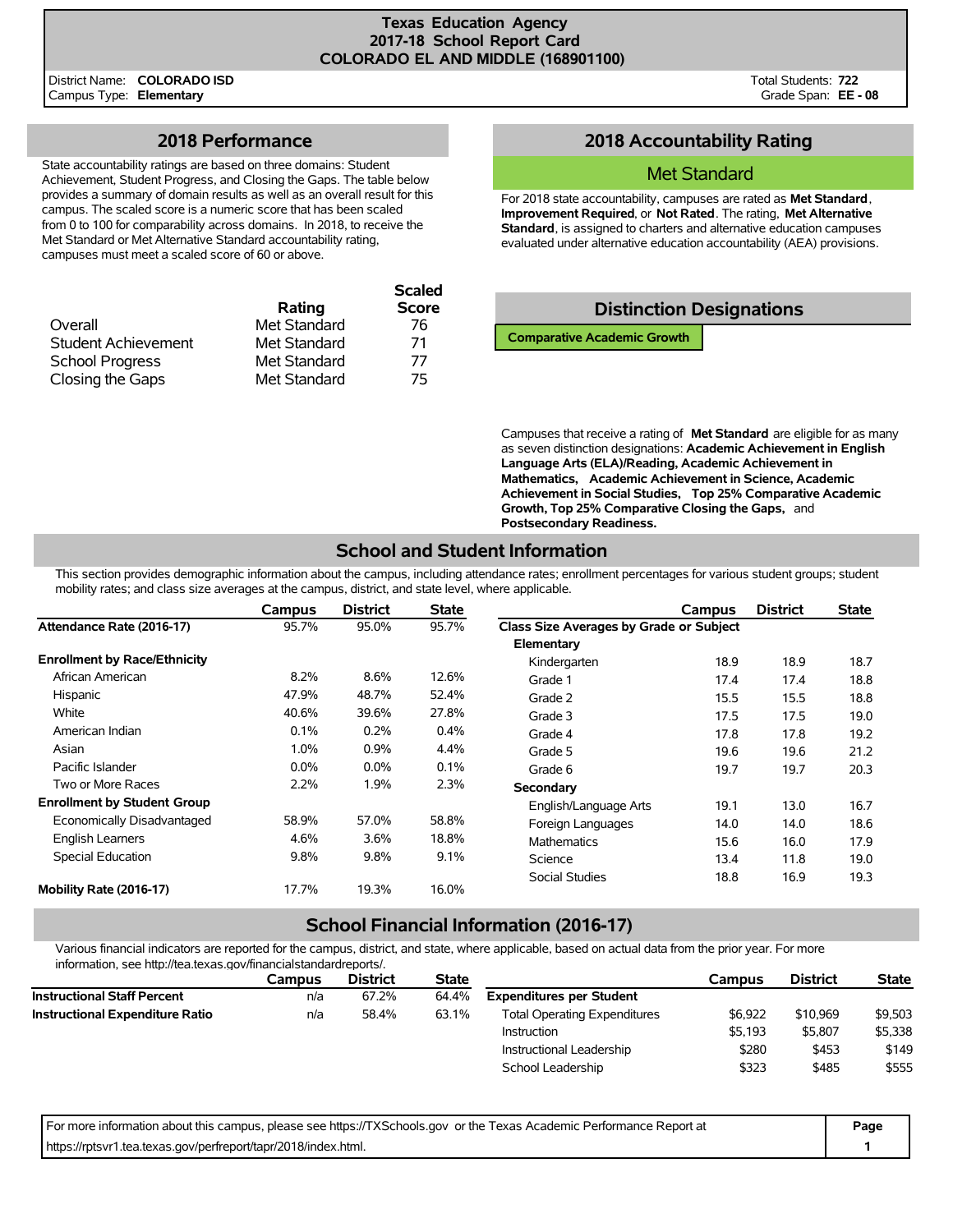# Texas Education Agency
## 2017-18 School Report Card
## COLORADO EL AND MIDDLE (168901100)

District Name: **COLORADO ISD**
Campus Type: **Elementary**

Total Students: **722**
Grade Span: **EE - 08**

## 2018 Performance

State accountability ratings are based on three domains: Student Achievement, Student Progress, and Closing the Gaps. The table below provides a summary of domain results as well as an overall result for this campus. The scaled score is a numeric score that has been scaled from 0 to 100 for comparability across domains. In 2018, to receive the Met Standard or Met Alternative Standard accountability rating, campuses must meet a scaled score of 60 or above.

| | Rating | Scaled Score |
|---|---|---|
| Overall | Met Standard | 76 |
| Student Achievement | Met Standard | 71 |
| School Progress | Met Standard | 77 |
| Closing the Gaps | Met Standard | 75 |

## 2018 Accountability Rating

**Met Standard**

For 2018 state accountability, campuses are rated as **Met Standard**, **Improvement Required**, or **Not Rated**. The rating, **Met Alternative Standard**, is assigned to charters and alternative education campuses evaluated under alternative education accountability (AEA) provisions.

## Distinction Designations

**Comparative Academic Growth**

Campuses that receive a rating of **Met Standard** are eligible for as many as seven distinction designations: **Academic Achievement in English Language Arts (ELA)/Reading, Academic Achievement in Mathematics, Academic Achievement in Science, Academic Achievement in Social Studies, Top 25% Comparative Academic Growth, Top 25% Comparative Closing the Gaps,** and **Postsecondary Readiness.**

## School and Student Information

This section provides demographic information about the campus, including attendance rates; enrollment percentages for various student groups; student mobility rates; and class size averages at the campus, district, and state level, where applicable.

| | Campus | District | State |
|---|---|---|---|
| **Attendance Rate (2016-17)** | 95.7% | 95.0% | 95.7% |
| **Enrollment by Race/Ethnicity** | | | |
| African American | 8.2% | 8.6% | 12.6% |
| Hispanic | 47.9% | 48.7% | 52.4% |
| White | 40.6% | 39.6% | 27.8% |
| American Indian | 0.1% | 0.2% | 0.4% |
| Asian | 1.0% | 0.9% | 4.4% |
| Pacific Islander | 0.0% | 0.0% | 0.1% |
| Two or More Races | 2.2% | 1.9% | 2.3% |
| **Enrollment by Student Group** | | | |
| Economically Disadvantaged | 58.9% | 57.0% | 58.8% |
| English Learners | 4.6% | 3.6% | 18.8% |
| Special Education | 9.8% | 9.8% | 9.1% |
| **Mobility Rate (2016-17)** | 17.7% | 19.3% | 16.0% |

| | Campus | District | State |
|---|---|---|---|
| **Class Size Averages by Grade or Subject** | | | |
| **Elementary** | | | |
| Kindergarten | 18.9 | 18.9 | 18.7 |
| Grade 1 | 17.4 | 17.4 | 18.8 |
| Grade 2 | 15.5 | 15.5 | 18.8 |
| Grade 3 | 17.5 | 17.5 | 19.0 |
| Grade 4 | 17.8 | 17.8 | 19.2 |
| Grade 5 | 19.6 | 19.6 | 21.2 |
| Grade 6 | 19.7 | 19.7 | 20.3 |
| **Secondary** | | | |
| English/Language Arts | 19.1 | 13.0 | 16.7 |
| Foreign Languages | 14.0 | 14.0 | 18.6 |
| Mathematics | 15.6 | 16.0 | 17.9 |
| Science | 13.4 | 11.8 | 19.0 |
| Social Studies | 18.8 | 16.9 | 19.3 |

## School Financial Information (2016-17)

Various financial indicators are reported for the campus, district, and state, where applicable, based on actual data from the prior year. For more information, see http://tea.texas.gov/financialstandardreports/.

| | Campus | District | State |
|---|---|---|---|
| **Instructional Staff Percent** | n/a | 67.2% | 64.4% |
| **Instructional Expenditure Ratio** | n/a | 58.4% | 63.1% |

| | Campus | District | State |
|---|---|---|---|
| **Expenditures per Student** | | | |
| Total Operating Expenditures | $6,922 | $10,969 | $9,503 |
| Instruction | $5,193 | $5,807 | $5,338 |
| Instructional Leadership | $280 | $453 | $149 |
| School Leadership | $323 | $485 | $555 |

For more information about this campus, please see https://TXSchools.gov or the Texas Academic Performance Report at https://rptsvr1.tea.texas.gov/perfreport/tapr/2018/index.html.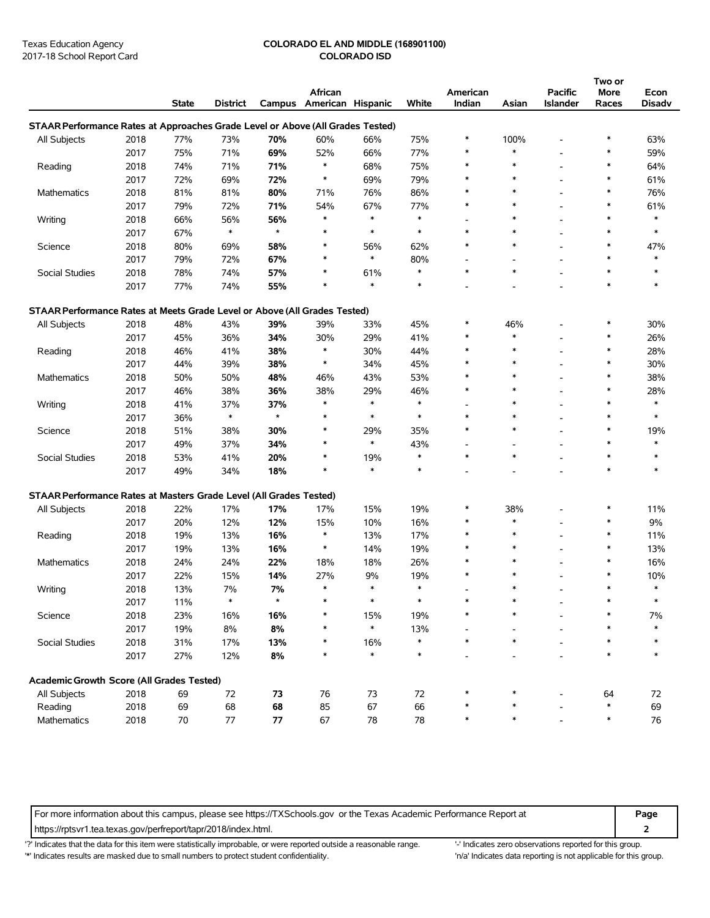Texas Education Agency
2017-18 School Report Card

**COLORADO EL AND MIDDLE (168901100)**
**COLORADO ISD**

| | | State | District | Campus | African American | Hispanic | White | American Indian | Asian | Pacific Islander | Two or More Races | Econ Disadv |
|---|---|---|---|---|---|---|---|---|---|---|---|---|
| **STAAR Performance Rates at Approaches Grade Level or Above (All Grades Tested)** | | | | | | | | | | | | |
| All Subjects | 2018 | 77% | 73% | **70%** | 60% | 66% | 75% | * | 100% | - | * | 63% |
| | 2017 | 75% | 71% | **69%** | 52% | 66% | 77% | * | * | - | * | 59% |
| Reading | 2018 | 74% | 71% | **71%** | * | 68% | 75% | * | * | - | * | 64% |
| | 2017 | 72% | 69% | **72%** | * | 69% | 79% | * | * | - | * | 61% |
| Mathematics | 2018 | 81% | 81% | **80%** | 71% | 76% | 86% | * | * | - | * | 76% |
| | 2017 | 79% | 72% | **71%** | 54% | 67% | 77% | * | * | - | * | 61% |
| Writing | 2018 | 66% | 56% | **56%** | * | * | * | - | * | - | * | * |
| | 2017 | 67% | * | * | * | * | * | * | * | - | * | * |
| Science | 2018 | 80% | 69% | **58%** | * | 56% | 62% | * | * | - | * | 47% |
| | 2017 | 79% | 72% | **67%** | * | * | 80% | - | - | - | * | * |
| Social Studies | 2018 | 78% | 74% | **57%** | * | 61% | * | * | * | - | * | * |
| | 2017 | 77% | 74% | **55%** | * | * | * | - | - | - | * | * |
| **STAAR Performance Rates at Meets Grade Level or Above (All Grades Tested)** | | | | | | | | | | | | |
| All Subjects | 2018 | 48% | 43% | **39%** | 39% | 33% | 45% | * | 46% | - | * | 30% |
| | 2017 | 45% | 36% | **34%** | 30% | 29% | 41% | * | * | - | * | 26% |
| Reading | 2018 | 46% | 41% | **38%** | * | 30% | 44% | * | * | - | * | 28% |
| | 2017 | 44% | 39% | **38%** | * | 34% | 45% | * | * | - | * | 30% |
| Mathematics | 2018 | 50% | 50% | **48%** | 46% | 43% | 53% | * | * | - | * | 38% |
| | 2017 | 46% | 38% | **36%** | 38% | 29% | 46% | * | * | - | * | 28% |
| Writing | 2018 | 41% | 37% | **37%** | * | * | * | - | * | - | * | * |
| | 2017 | 36% | * | * | * | * | * | * | * | - | * | * |
| Science | 2018 | 51% | 38% | **30%** | * | 29% | 35% | * | * | - | * | 19% |
| | 2017 | 49% | 37% | **34%** | * | * | 43% | - | - | - | * | * |
| Social Studies | 2018 | 53% | 41% | **20%** | * | 19% | * | * | * | - | * | * |
| | 2017 | 49% | 34% | **18%** | * | * | * | - | - | - | * | * |
| **STAAR Performance Rates at Masters Grade Level (All Grades Tested)** | | | | | | | | | | | | |
| All Subjects | 2018 | 22% | 17% | **17%** | 17% | 15% | 19% | * | 38% | - | * | 11% |
| | 2017 | 20% | 12% | **12%** | 15% | 10% | 16% | * | * | - | * | 9% |
| Reading | 2018 | 19% | 13% | **16%** | * | 13% | 17% | * | * | - | * | 11% |
| | 2017 | 19% | 13% | **16%** | * | 14% | 19% | * | * | - | * | 13% |
| Mathematics | 2018 | 24% | 24% | **22%** | 18% | 18% | 26% | * | * | - | * | 16% |
| | 2017 | 22% | 15% | **14%** | 27% | 9% | 19% | * | * | - | * | 10% |
| Writing | 2018 | 13% | 7% | **7%** | * | * | * | - | * | - | * | * |
| | 2017 | 11% | * | * | * | * | * | * | * | - | * | * |
| Science | 2018 | 23% | 16% | **16%** | * | 15% | 19% | * | * | - | * | 7% |
| | 2017 | 19% | 8% | **8%** | * | * | 13% | - | - | - | * | * |
| Social Studies | 2018 | 31% | 17% | **13%** | * | 16% | * | * | * | - | * | * |
| | 2017 | 27% | 12% | **8%** | * | * | * | - | - | - | * | * |
| **Academic Growth Score (All Grades Tested)** | | | | | | | | | | | | |
| All Subjects | 2018 | 69 | 72 | **73** | 76 | 73 | 72 | * | * | - | 64 | 72 |
| Reading | 2018 | 69 | 68 | **68** | 85 | 67 | 66 | * | * | - | * | 69 |
| Mathematics | 2018 | 70 | 77 | **77** | 67 | 78 | 78 | * | * | - | * | 76 |

For more information about this campus, please see https://TXSchools.gov or the Texas Academic Performance Report at https://rptsvr1.tea.texas.gov/perfreport/tapr/2018/index.html.

'?' Indicates that the data for this item were statistically improbable, or were reported outside a reasonable range.
'*' Indicates results are masked due to small numbers to protect student confidentiality.
'-' Indicates zero observations reported for this group.
'n/a' Indicates data reporting is not applicable for this group.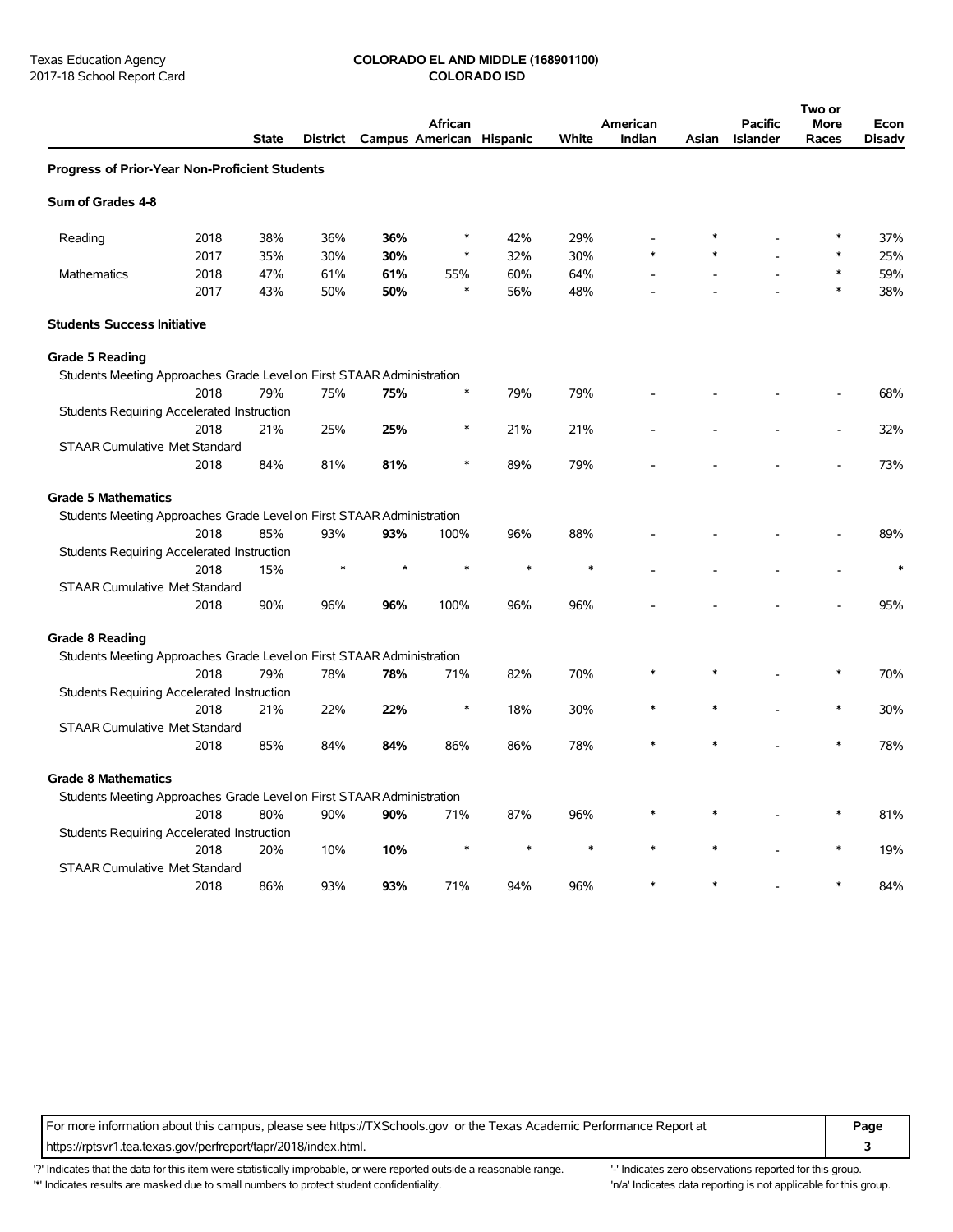Texas Education Agency
2017-18 School Report Card

**COLORADO EL AND MIDDLE (168901100)**
**COLORADO ISD**

| | | State | District | Campus | African American | Hispanic | White | American Indian | Asian | Pacific Islander | Two or More Races | Econ Disadv |
|---|---|---|---|---|---|---|---|---|---|---|---|---|
| **Progress of Prior-Year Non-Proficient Students** | | | | | | | | | | | | |
| **Sum of Grades 4-8** | | | | | | | | | | | | |
| Reading | 2018 | 38% | 36% | **36%** | * | 42% | 29% | - | * | - | * | 37% |
| | 2017 | 35% | 30% | **30%** | * | 32% | 30% | * | * | - | * | 25% |
| Mathematics | 2018 | 47% | 61% | **61%** | 55% | 60% | 64% | - | - | - | * | 59% |
| | 2017 | 43% | 50% | **50%** | * | 56% | 48% | - | - | - | * | 38% |
| **Students Success Initiative** | | | | | | | | | | | | |
| **Grade 5 Reading** | | | | | | | | | | | | |
| Students Meeting Approaches Grade Level on First STAAR Administration | | | | | | | | | | | | |
| | 2018 | 79% | 75% | **75%** | * | 79% | 79% | - | - | - | - | 68% |
| Students Requiring Accelerated Instruction | | | | | | | | | | | | |
| | 2018 | 21% | 25% | **25%** | * | 21% | 21% | - | - | - | - | 32% |
| STAAR Cumulative Met Standard | | | | | | | | | | | | |
| | 2018 | 84% | 81% | **81%** | * | 89% | 79% | - | - | - | - | 73% |
| **Grade 5 Mathematics** | | | | | | | | | | | | |
| Students Meeting Approaches Grade Level on First STAAR Administration | | | | | | | | | | | | |
| | 2018 | 85% | 93% | **93%** | 100% | 96% | 88% | - | - | - | - | 89% |
| Students Requiring Accelerated Instruction | | | | | | | | | | | | |
| | 2018 | 15% | * | * | * | * | * | - | - | - | - | * |
| STAAR Cumulative Met Standard | | | | | | | | | | | | |
| | 2018 | 90% | 96% | **96%** | 100% | 96% | 96% | - | - | - | - | 95% |
| **Grade 8 Reading** | | | | | | | | | | | | |
| Students Meeting Approaches Grade Level on First STAAR Administration | | | | | | | | | | | | |
| | 2018 | 79% | 78% | **78%** | 71% | 82% | 70% | * | * | - | * | 70% |
| Students Requiring Accelerated Instruction | | | | | | | | | | | | |
| | 2018 | 21% | 22% | **22%** | * | 18% | 30% | * | * | - | * | 30% |
| STAAR Cumulative Met Standard | | | | | | | | | | | | |
| | 2018 | 85% | 84% | **84%** | 86% | 86% | 78% | * | * | - | * | 78% |
| **Grade 8 Mathematics** | | | | | | | | | | | | |
| Students Meeting Approaches Grade Level on First STAAR Administration | | | | | | | | | | | | |
| | 2018 | 80% | 90% | **90%** | 71% | 87% | 96% | * | * | - | * | 81% |
| Students Requiring Accelerated Instruction | | | | | | | | | | | | |
| | 2018 | 20% | 10% | **10%** | * | * | * | * | * | - | * | 19% |
| STAAR Cumulative Met Standard | | | | | | | | | | | | |
| | 2018 | 86% | 93% | **93%** | 71% | 94% | 96% | * | * | - | * | 84% |

For more information about this campus, please see https://TXSchools.gov or the Texas Academic Performance Report at https://rptsvr1.tea.texas.gov/perfreport/tapr/2018/index.html.

'?' Indicates that the data for this item were statistically improbable, or were reported outside a reasonable range.
'*' Indicates results are masked due to small numbers to protect student confidentiality.
'-' Indicates zero observations reported for this group.
'n/a' Indicates data reporting is not applicable for this group.